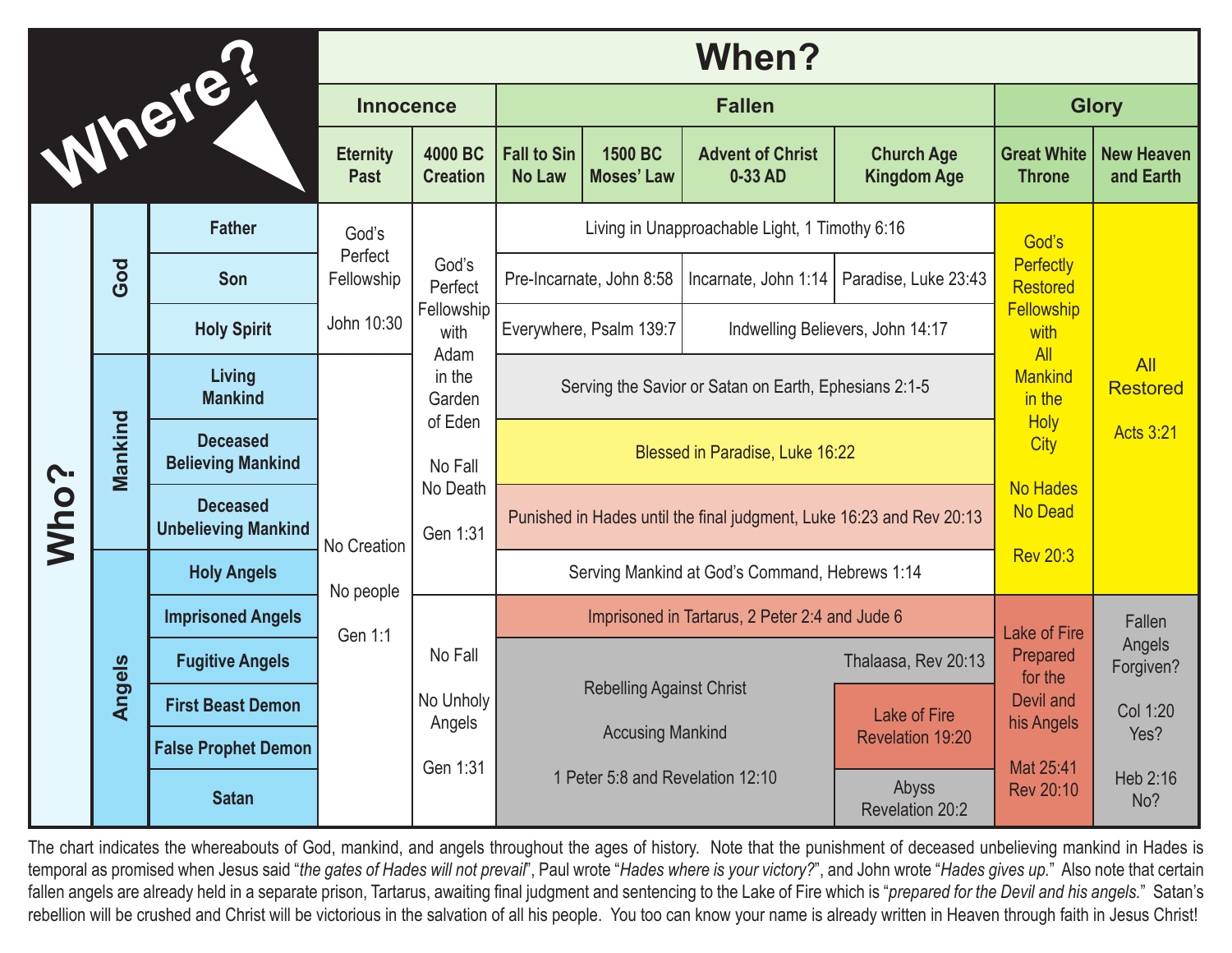| Who? | | Where? | When? | | | | | | | |
|---|---|---|---|---|---|---|---|---|---|---|
| | | | Innocence | | Fallen | | | | Glory | |
| | | | Eternity Past | 4000 BC Creation | Fall to Sin No Law | 1500 BC Moses' Law | Advent of Christ 0-33 AD | Church Age Kingdom Age | Great White Throne | New Heaven and Earth |
| Who? | God | Father | God's Perfect Fellowship John 10:30 | God's Perfect Fellowship with Adam in the Garden of Eden No Fall No Death Gen 1:31 | Living in Unapproachable Light, 1 Timothy 6:16 | | | | God's Perfectly Restored Fellowship with All Mankind in the Holy City No Hades No Dead Rev 20:3 | All Restored Acts 3:21 |
| | | Son | | | Pre-Incarnate, John 8:58 | | Incarnate, John 1:14 | Paradise, Luke 23:43 | | |
| | | Holy Spirit | | | Everywhere, Psalm 139:7 | | Indwelling Believers, John 14:17 | | | |
| | Mankind | Living Mankind | No Creation No people Gen 1:1 | | Serving the Savior or Satan on Earth, Ephesians 2:1-5 | | | | | |
| | | Deceased Believing Mankind | | | Blessed in Paradise, Luke 16:22 | | | | | |
| | | Deceased Unbelieving Mankind | | | Punished in Hades until the final judgment, Luke 16:23 and Rev 20:13 | | | | | |
| | Angels | Holy Angels | | | Serving Mankind at God's Command, Hebrews 1:14 | | | | | |
| | | Imprisoned Angels | | No Fall No Unholy Angels Gen 1:31 | Imprisoned in Tartarus, 2 Peter 2:4 and Jude 6 | | | | Lake of Fire Prepared for the Devil and his Angels Mat 25:41 Rev 20:10 | Fallen Angels Forgiven? Col 1:20 Yes? Heb 2:16 No? |
| | | Fugitive Angels | | | Rebelling Against Christ Accusing Mankind 1 Peter 5:8 and Revelation 12:10 | | | Thalaasa, Rev 20:13 | | |
| | | First Beast Demon | | | | | | Lake of Fire Revelation 19:20 | | |
| | | False Prophet Demon | | | | | | | | |
| | | Satan | | | | | | Abyss Revelation 20:2 | | |

The chart indicates the whereabouts of God, mankind, and angels throughout the ages of history. Note that the punishment of deceased unbelieving mankind in Hades is temporal as promised when Jesus said "*the gates of Hades will not prevail*", Paul wrote "*Hades where is your victory?*", and John wrote "*Hades gives up.*" Also note that certain fallen angels are already held in a separate prison, Tartarus, awaiting final judgment and sentencing to the Lake of Fire which is "*prepared for the Devil and his angels.*" Satan's rebellion will be crushed and Christ will be victorious in the salvation of all his people. You too can know your name is already written in Heaven through faith in Jesus Christ!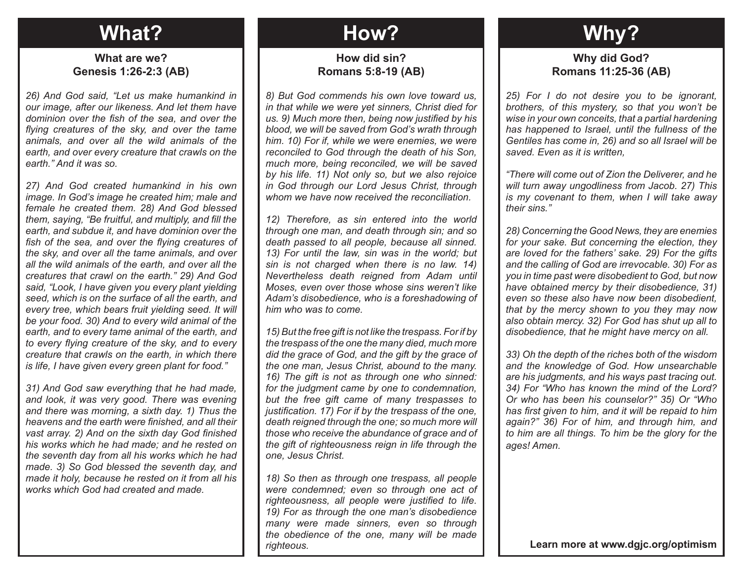# What?

### What are we?
### Genesis 1:26-2:3 (AB)

*26) And God said, "Let us make humankind in our image, after our likeness. And let them have dominion over the fish of the sea, and over the flying creatures of the sky, and over the tame animals, and over all the wild animals of the earth, and over every creature that crawls on the earth." And it was so.*

*27) And God created humankind in his own image. In God's image he created him; male and female he created them. 28) And God blessed them, saying, "Be fruitful, and multiply, and fill the earth, and subdue it, and have dominion over the fish of the sea, and over the flying creatures of the sky, and over all the tame animals, and over all the wild animals of the earth, and over all the creatures that crawl on the earth." 29) And God said, "Look, I have given you every plant yielding seed, which is on the surface of all the earth, and every tree, which bears fruit yielding seed. It will be your food. 30) And to every wild animal of the earth, and to every tame animal of the earth, and to every flying creature of the sky, and to every creature that crawls on the earth, in which there is life, I have given every green plant for food."*

*31) And God saw everything that he had made, and look, it was very good. There was evening and there was morning, a sixth day. 1) Thus the heavens and the earth were finished, and all their vast array. 2) And on the sixth day God finished his works which he had made; and he rested on the seventh day from all his works which he had made. 3) So God blessed the seventh day, and made it holy, because he rested on it from all his works which God had created and made.*

# How?

### How did sin?
### Romans 5:8-19 (AB)

*8) But God commends his own love toward us, in that while we were yet sinners, Christ died for us. 9) Much more then, being now justified by his blood, we will be saved from God's wrath through him. 10) For if, while we were enemies, we were reconciled to God through the death of his Son, much more, being reconciled, we will be saved by his life. 11) Not only so, but we also rejoice in God through our Lord Jesus Christ, through whom we have now received the reconciliation.*

*12) Therefore, as sin entered into the world through one man, and death through sin; and so death passed to all people, because all sinned. 13) For until the law, sin was in the world; but sin is not charged when there is no law. 14) Nevertheless death reigned from Adam until Moses, even over those whose sins weren't like Adam's disobedience, who is a foreshadowing of him who was to come.*

*15) But the free gift is not like the trespass. For if by the trespass of the one the many died, much more did the grace of God, and the gift by the grace of the one man, Jesus Christ, abound to the many. 16) The gift is not as through one who sinned: for the judgment came by one to condemnation, but the free gift came of many trespasses to justification. 17) For if by the trespass of the one, death reigned through the one; so much more will those who receive the abundance of grace and of the gift of righteousness reign in life through the one, Jesus Christ.*

*18) So then as through one trespass, all people were condemned; even so through one act of righteousness, all people were justified to life. 19) For as through the one man's disobedience many were made sinners, even so through the obedience of the one, many will be made righteous.*

# Why?

### Why did God?
### Romans 11:25-36 (AB)

*25) For I do not desire you to be ignorant, brothers, of this mystery, so that you won't be wise in your own conceits, that a partial hardening has happened to Israel, until the fullness of the Gentiles has come in, 26) and so all Israel will be saved. Even as it is written,*

*"There will come out of Zion the Deliverer, and he will turn away ungodliness from Jacob. 27) This is my covenant to them, when I will take away their sins."*

*28) Concerning the Good News, they are enemies for your sake. But concerning the election, they are loved for the fathers' sake. 29) For the gifts and the calling of God are irrevocable. 30) For as you in time past were disobedient to God, but now have obtained mercy by their disobedience, 31) even so these also have now been disobedient, that by the mercy shown to you they may now also obtain mercy. 32) For God has shut up all to disobedience, that he might have mercy on all.*

*33) Oh the depth of the riches both of the wisdom and the knowledge of God. How unsearchable are his judgments, and his ways past tracing out. 34) For "Who has known the mind of the Lord? Or who has been his counselor?" 35) Or "Who has first given to him, and it will be repaid to him again?" 36) For of him, and through him, and to him are all things. To him be the glory for the ages! Amen.*

**Learn more at www.dgjc.org/optimism**